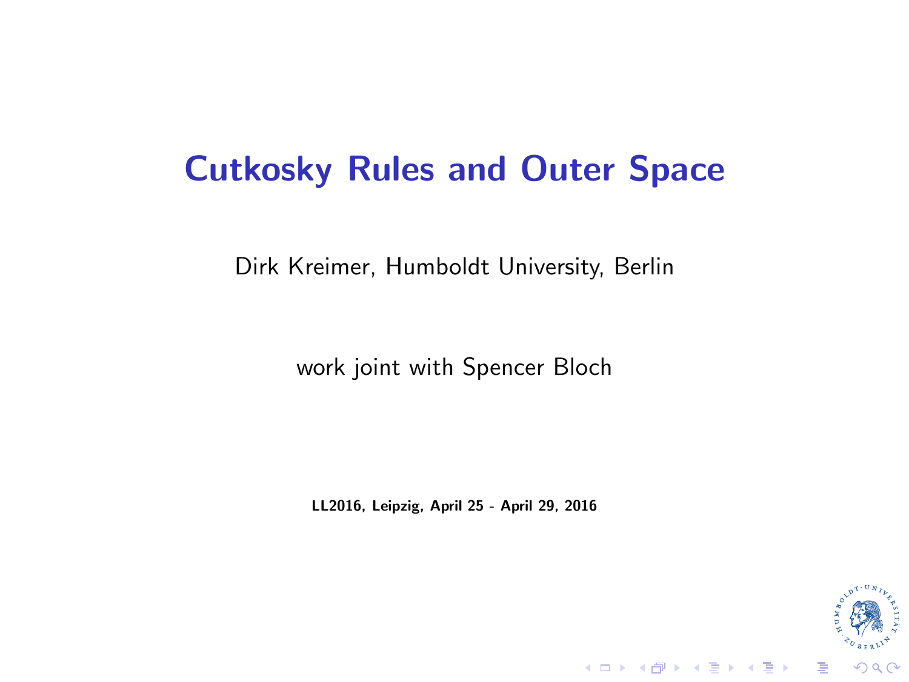# Cutkosky Rules and Outer Space

Dirk Kreimer, Humboldt University, Berlin

work joint with Spencer Bloch

**LL2016, Leipzig, April 25 - April 29, 2016**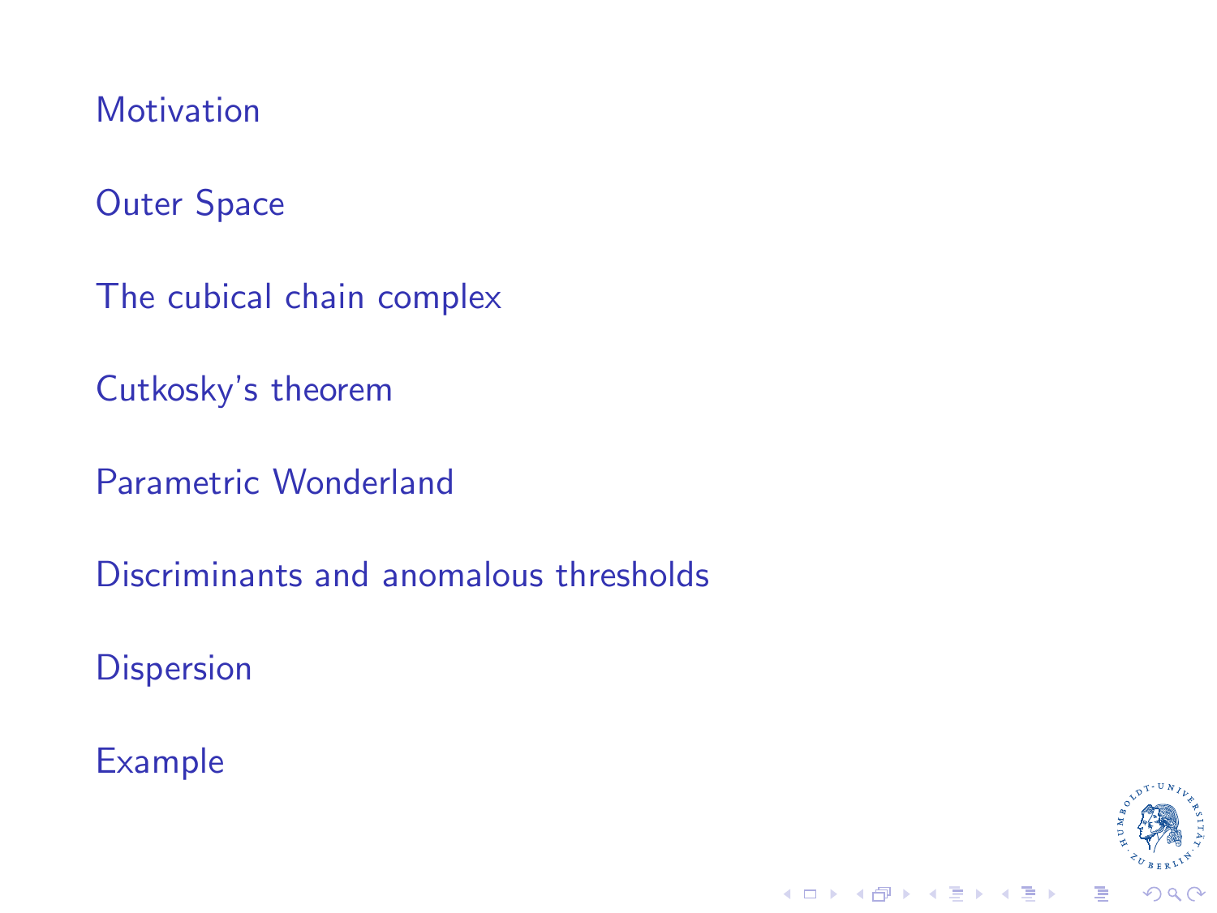Motivation

Outer Space

The cubical chain complex

Cutkosky's theorem

Parametric Wonderland

Discriminants and anomalous thresholds

Dispersion

Example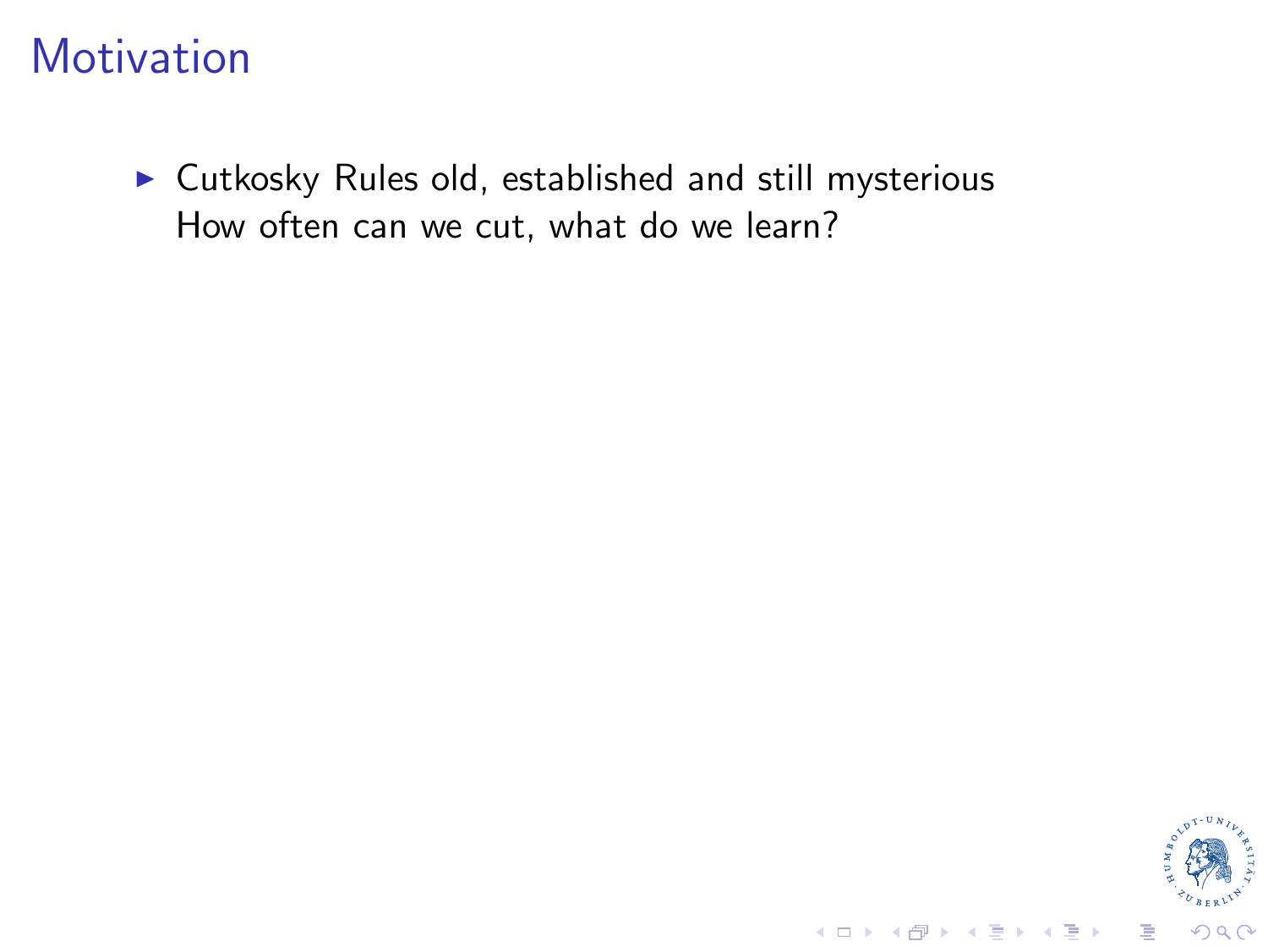# Motivation

- Cutkosky Rules old, established and still mysterious
  How often can we cut, what do we learn?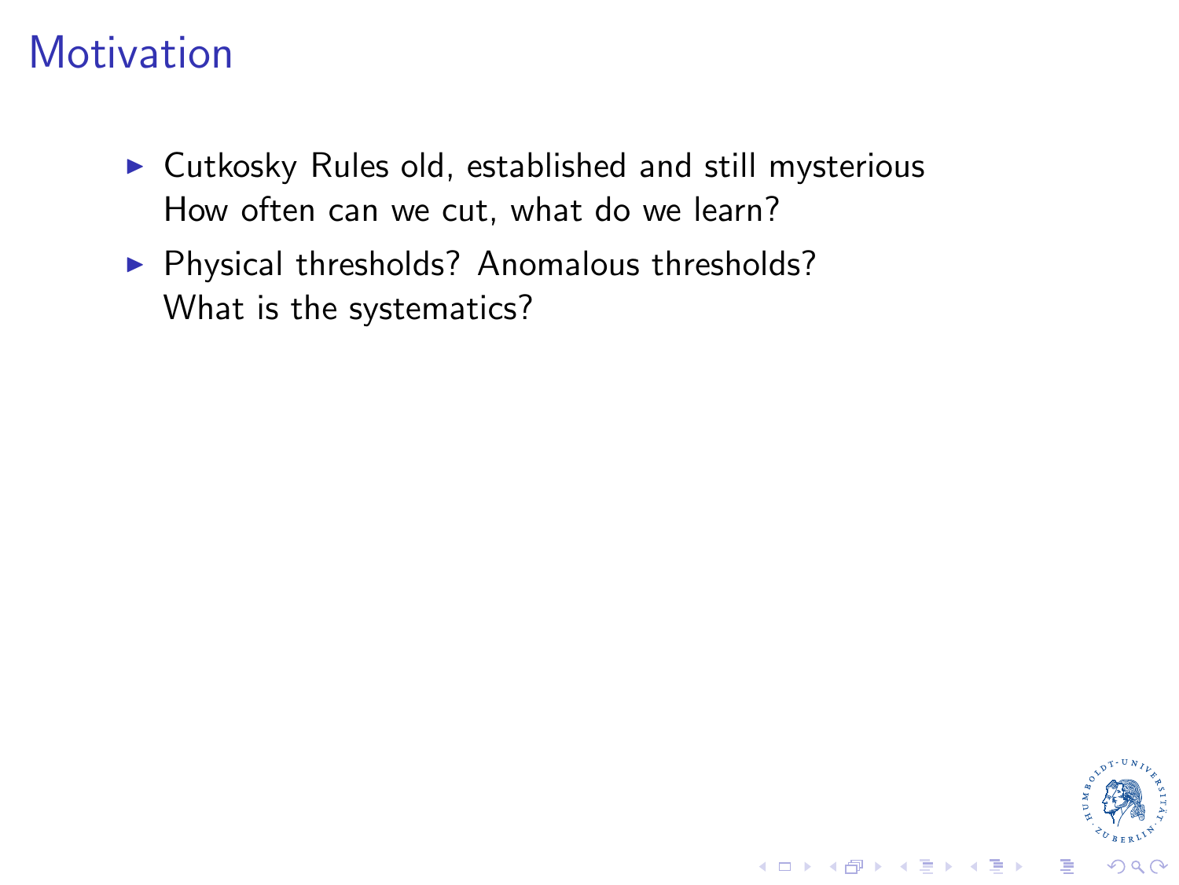# Motivation

- Cutkosky Rules old, established and still mysterious
  How often can we cut, what do we learn?
- Physical thresholds? Anomalous thresholds?
  What is the systematics?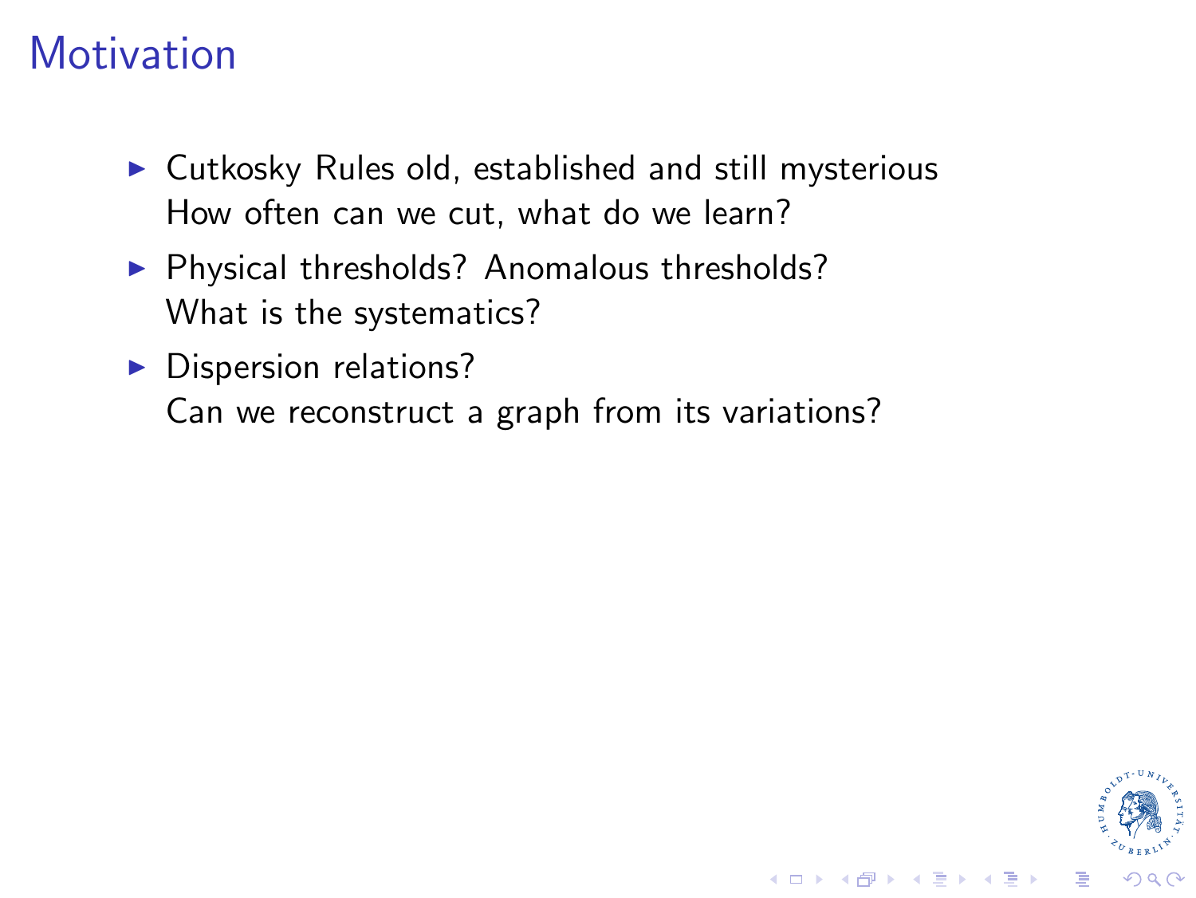# Motivation

- Cutkosky Rules old, established and still mysterious
  How often can we cut, what do we learn?
- Physical thresholds? Anomalous thresholds?
  What is the systematics?
- Dispersion relations?
  Can we reconstruct a graph from its variations?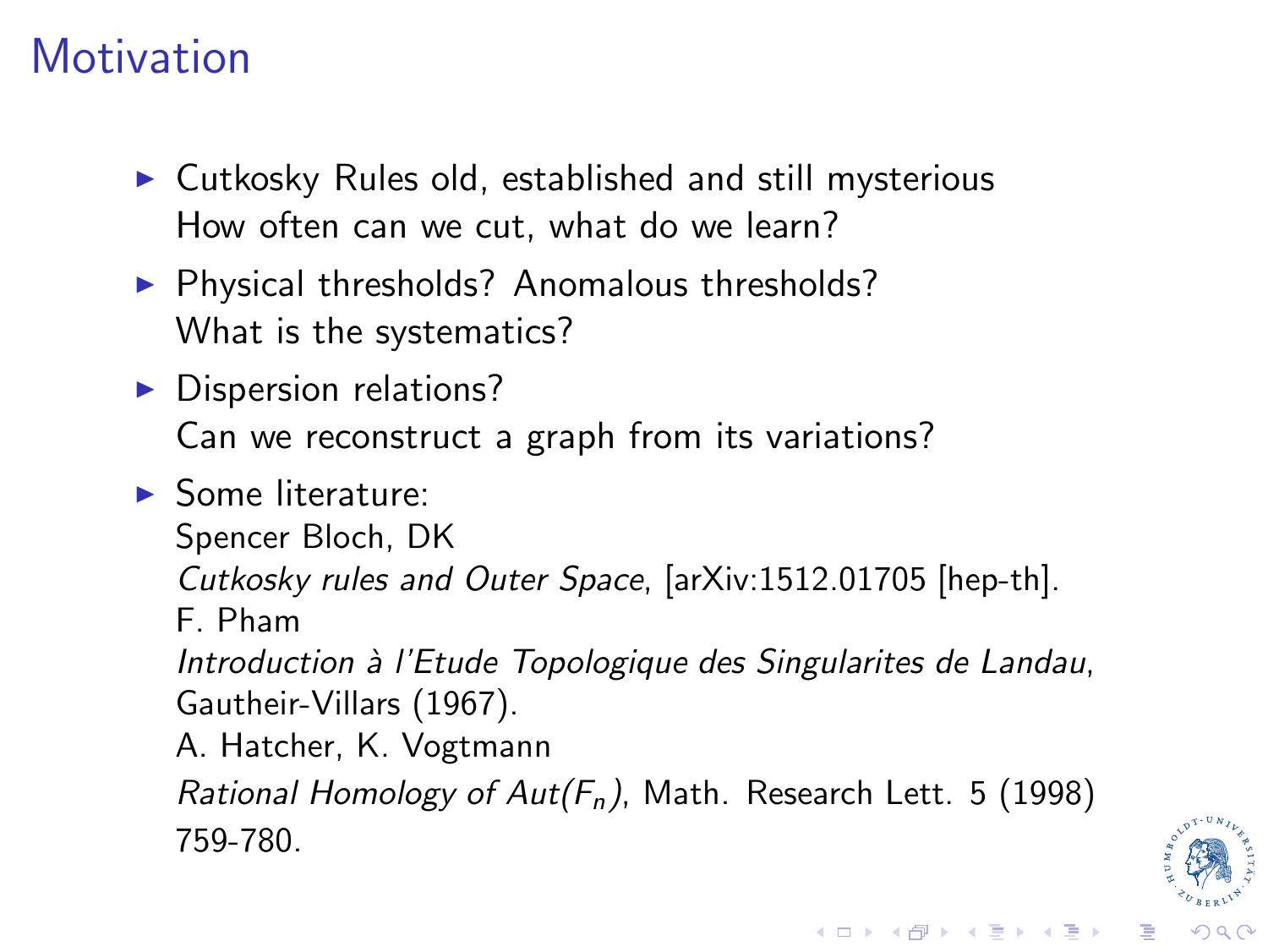# Motivation

- Cutkosky Rules old, established and still mysterious
  How often can we cut, what do we learn?
- Physical thresholds? Anomalous thresholds?
  What is the systematics?
- Dispersion relations?
  Can we reconstruct a graph from its variations?
- Some literature:
  Spencer Bloch, DK
  *Cutkosky rules and Outer Space*, [arXiv:1512.01705 [hep-th].
  F. Pham
  *Introduction à l'Etude Topologique des Singularites de Landau*, Gautheir-Villars (1967).
  A. Hatcher, K. Vogtmann
  *Rational Homology of Aut($F_n$)*, Math. Research Lett. 5 (1998) 759-780.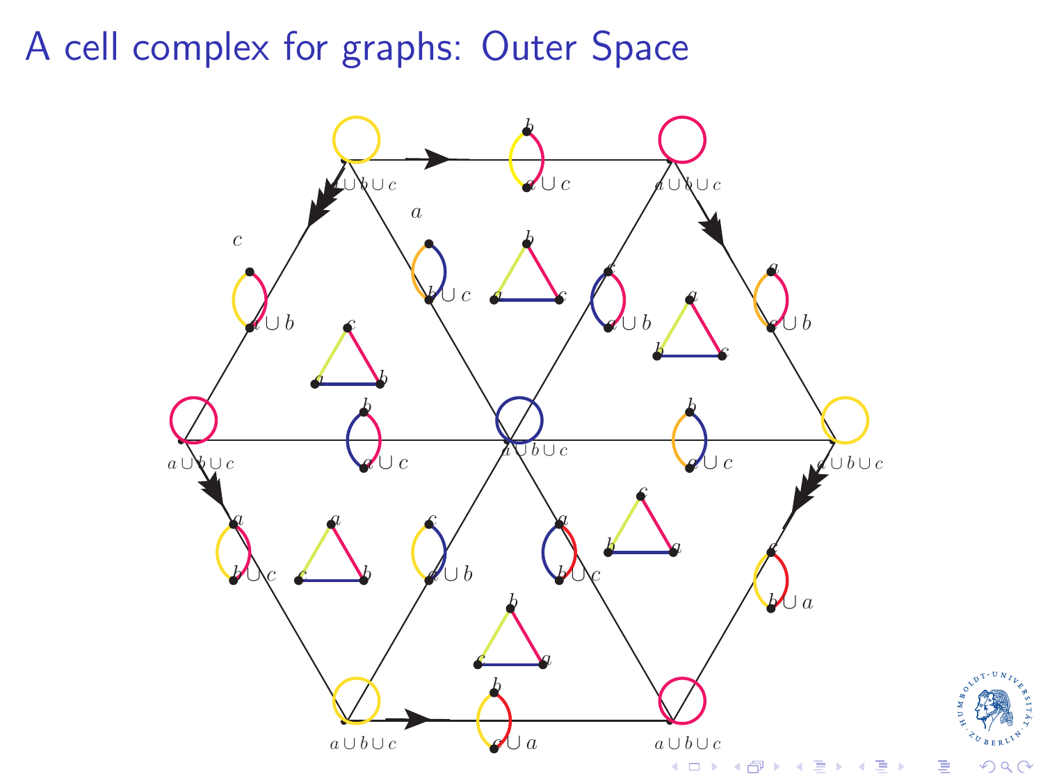# A cell complex for graphs: Outer Space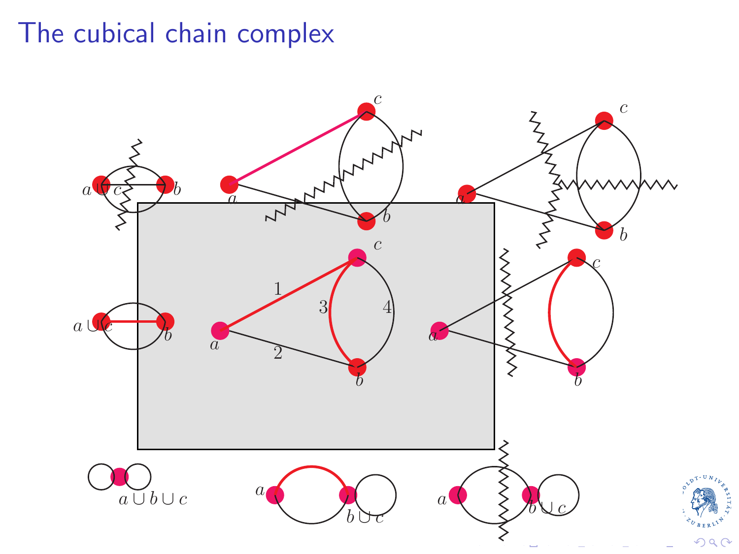# The cubical chain complex

$a \cup c$ $b$ $a$ $c$ $b$ $a$ $c$ $b$

$a \cup c$ $b$ $a$ $c$ $b$ 1 2 3 4 $a$ $c$ $b$

$a \cup b \cup c$ $a$ $b \cup c$ $a$ $b \cup c$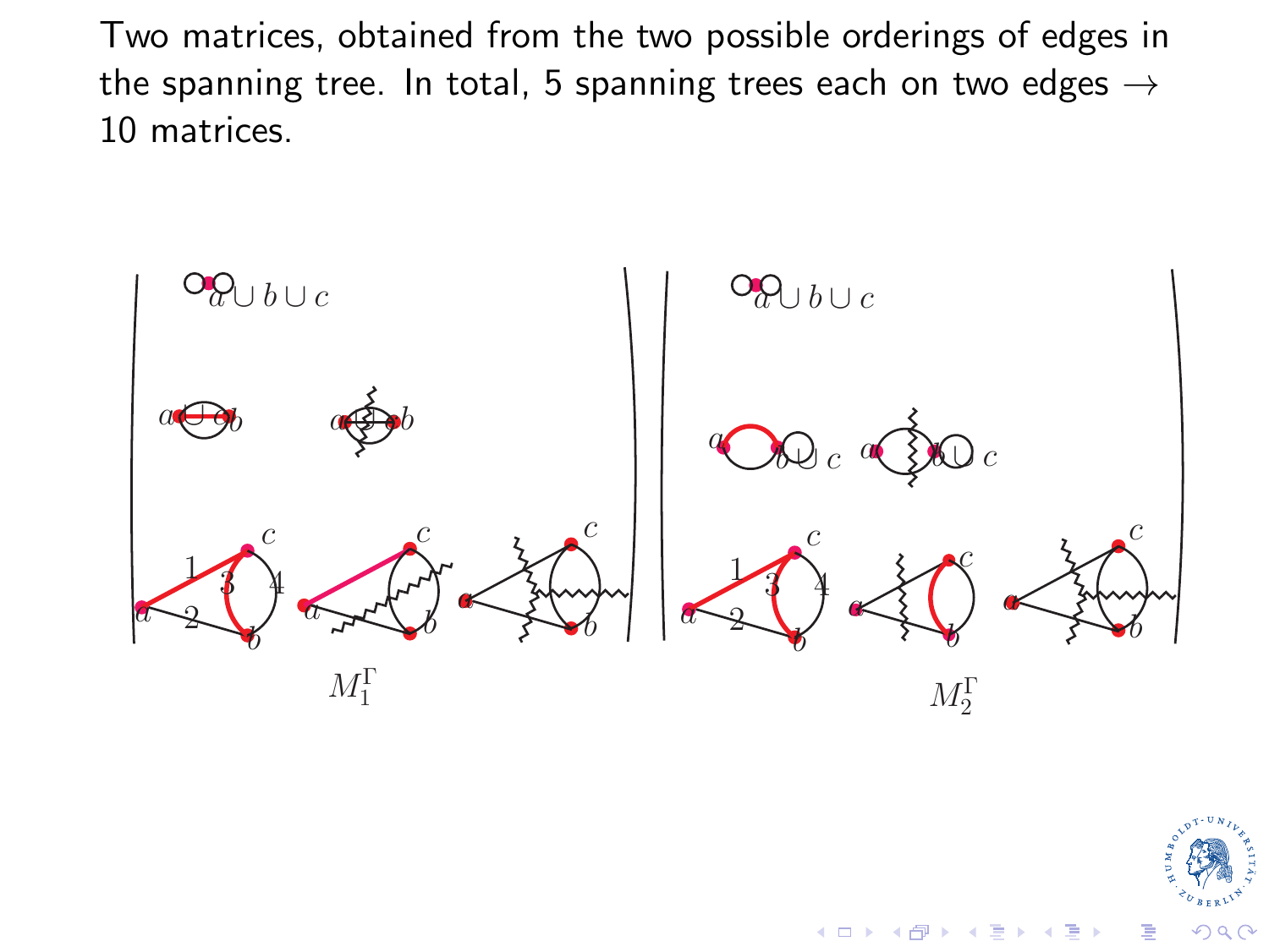Two matrices, obtained from the two possible orderings of edges in the spanning tree. In total, 5 spanning trees each on two edges $\rightarrow$ 10 matrices.

$a \cup b \cup c$

$a \cup c$ $b$ $a \cup c$ $b$

$c$ $1$ $3$ $4$ $a$ $2$ $b$ $c$ $a$ $b$ $c$ $a$ $b$

$M_1^\Gamma$

$a \cup b \cup c$

$a$ $b \cup c$ $a$ $b \cup c$

$c$ $1$ $3$ $4$ $a$ $2$ $b$ $c$ $a$ $b$ $c$ $a$ $b$

$M_2^\Gamma$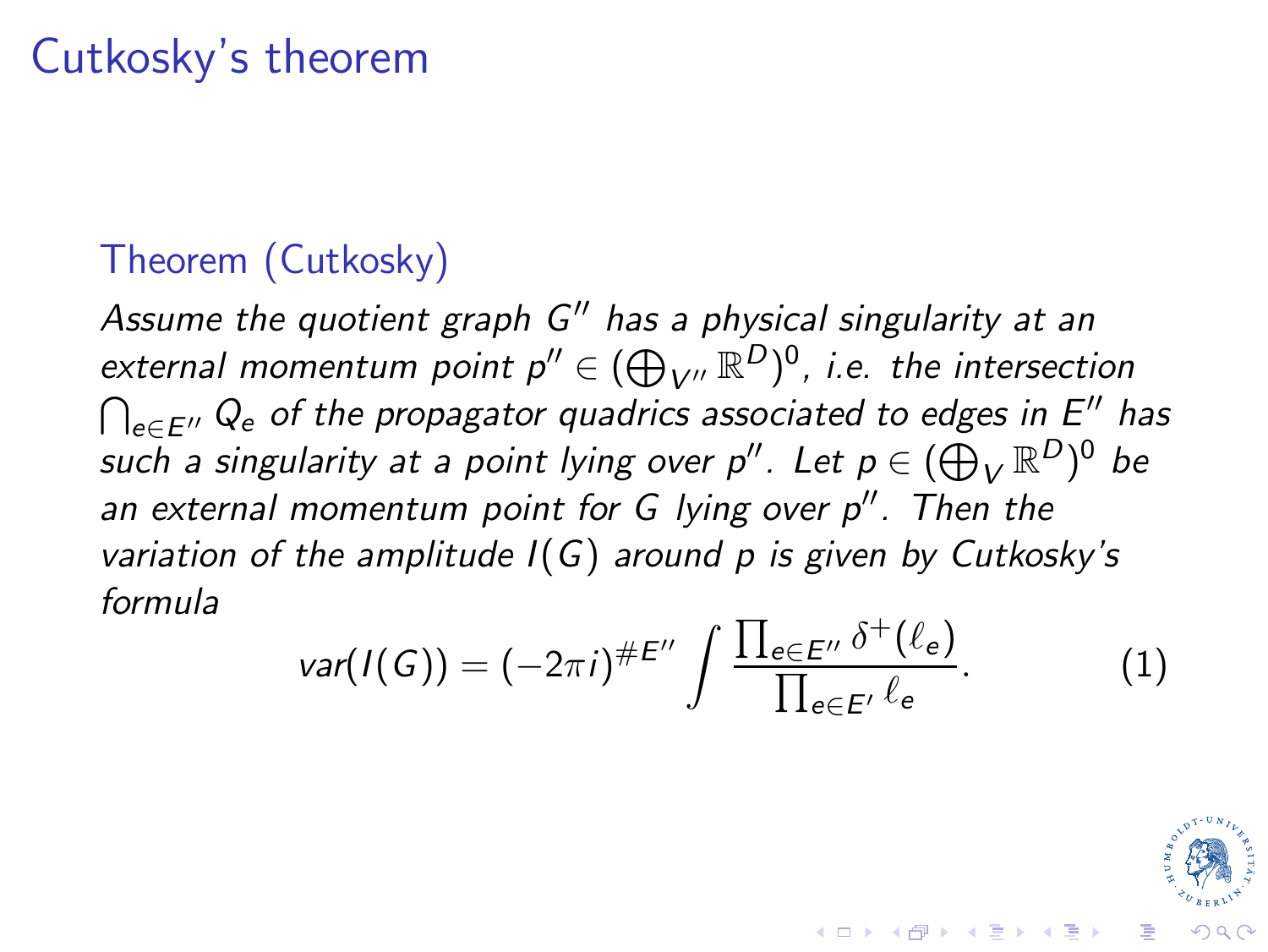# Cutkosky's theorem

### Theorem (Cutkosky)

*Assume the quotient graph $G''$ has a physical singularity at an external momentum point $p'' \in (\bigoplus_{V''} \mathbb{R}^D)^0$, i.e. the intersection $\bigcap_{e \in E''} Q_e$ of the propagator quadrics associated to edges in $E''$ has such a singularity at a point lying over $p''$. Let $p \in (\bigoplus_V \mathbb{R}^D)^0$ be an external momentum point for $G$ lying over $p''$. Then the variation of the amplitude $I(G)$ around $p$ is given by Cutkosky's formula*

$$var(I(G)) = (-2\pi i)^{\#E''} \int \frac{\prod_{e \in E''} \delta^+(\ell_e)}{\prod_{e \in E'} \ell_e}. \tag{1}$$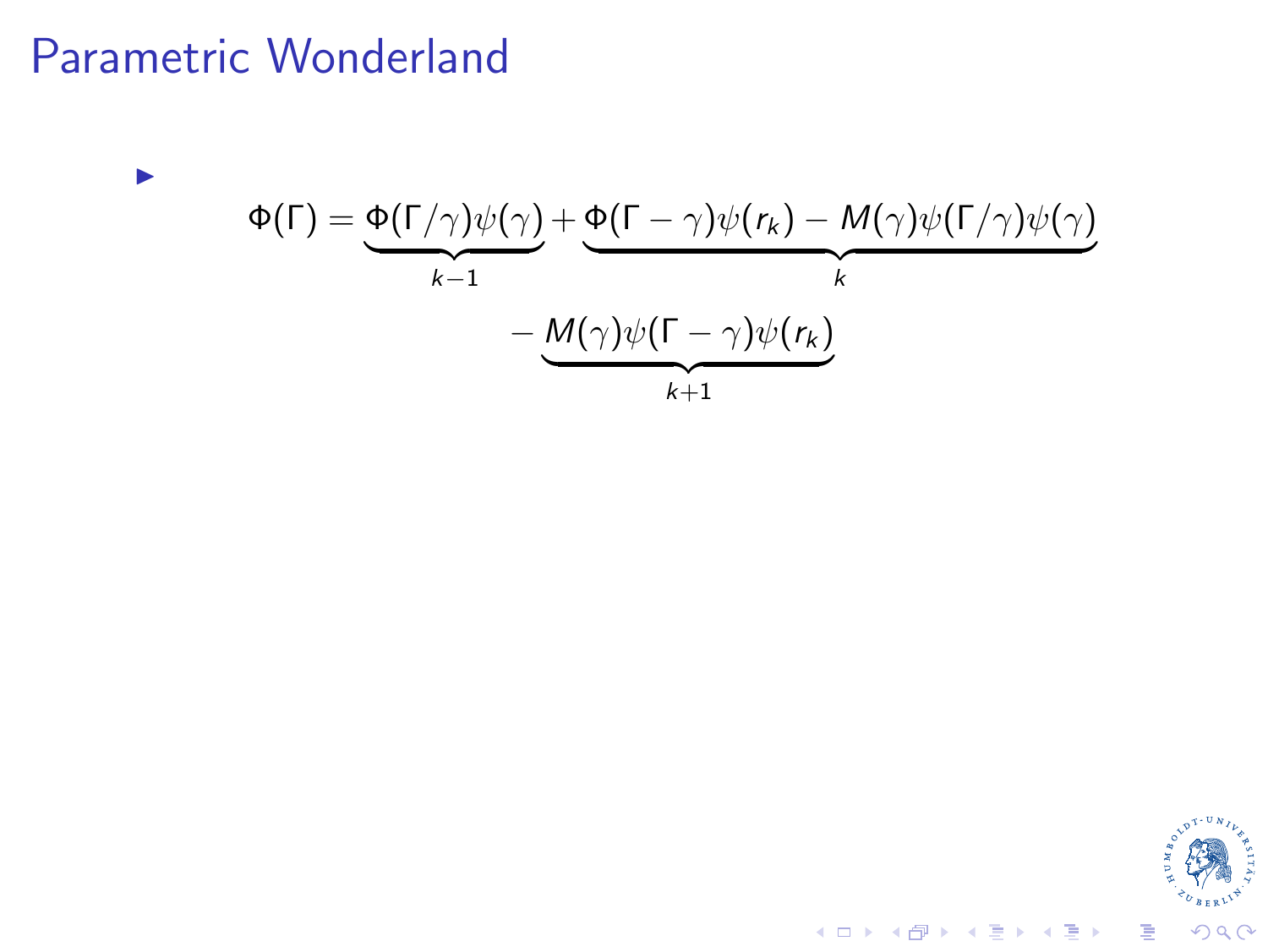# Parametric Wonderland

- $$\Phi(\Gamma) = \underbrace{\Phi(\Gamma/\gamma)\psi(\gamma)}_{k-1} + \underbrace{\Phi(\Gamma-\gamma)\psi(r_k) - M(\gamma)\psi(\Gamma/\gamma)\psi(\gamma)}_{k}$$
$$- \underbrace{M(\gamma)\psi(\Gamma-\gamma)\psi(r_k)}_{k+1}$$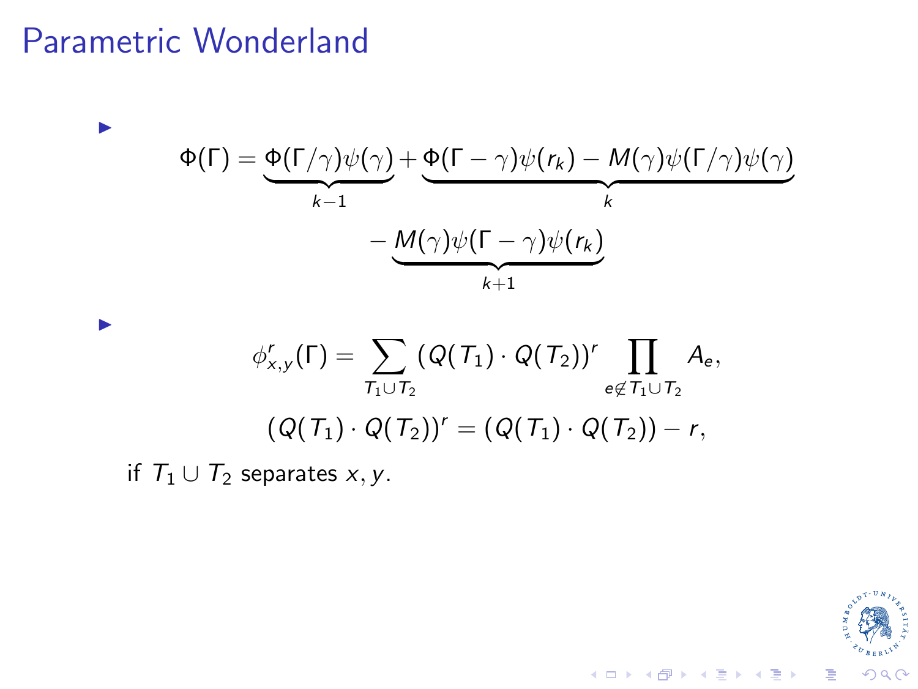# Parametric Wonderland

- $$\Phi(\Gamma) = \underbrace{\Phi(\Gamma/\gamma)\psi(\gamma)}_{k-1} + \underbrace{\Phi(\Gamma-\gamma)\psi(r_k) - M(\gamma)\psi(\Gamma/\gamma)\psi(\gamma)}_{k}$$
$$- \underbrace{M(\gamma)\psi(\Gamma-\gamma)\psi(r_k)}_{k+1}$$

- $$\phi^r_{x,y}(\Gamma) = \sum_{T_1 \cup T_2} (Q(T_1)\cdot Q(T_2))^r \prod_{e \notin T_1 \cup T_2} A_e,$$
$$(Q(T_1)\cdot Q(T_2))^r = (Q(T_1)\cdot Q(T_2)) - r,$$

  if $T_1 \cup T_2$ separates $x, y$.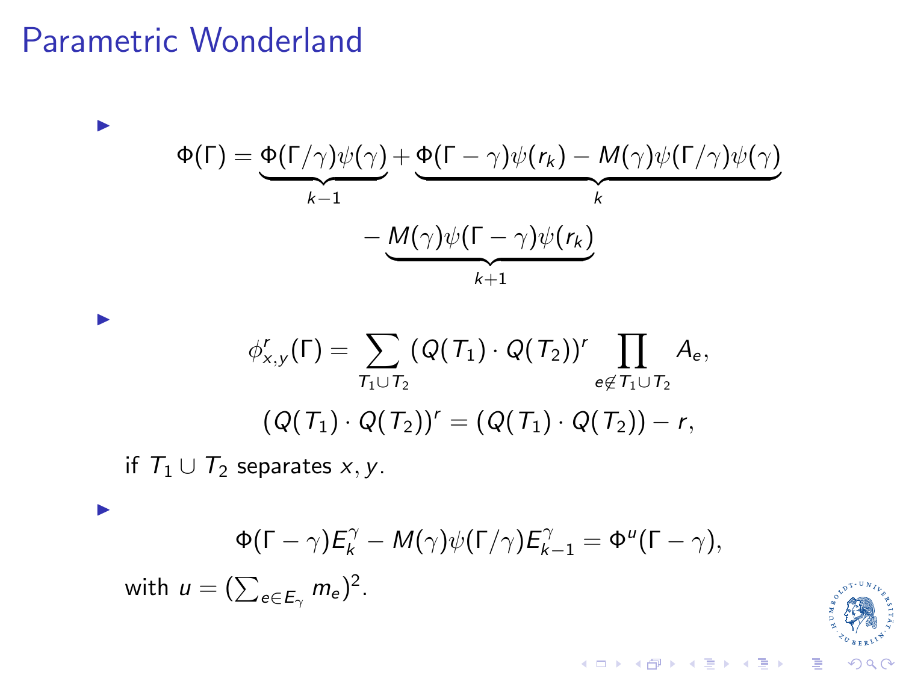# Parametric Wonderland

- $$\Phi(\Gamma) = \underbrace{\Phi(\Gamma/\gamma)\psi(\gamma)}_{k-1} + \underbrace{\Phi(\Gamma-\gamma)\psi(r_k) - M(\gamma)\psi(\Gamma/\gamma)\psi(\gamma)}_{k} - \underbrace{M(\gamma)\psi(\Gamma-\gamma)\psi(r_k)}_{k+1}$$

- $$\phi^r_{x,y}(\Gamma) = \sum_{T_1 \cup T_2} (Q(T_1)\cdot Q(T_2))^r \prod_{e \notin T_1 \cup T_2} A_e,$$
  $$(Q(T_1)\cdot Q(T_2))^r = (Q(T_1)\cdot Q(T_2)) - r,$$
  if $T_1 \cup T_2$ separates $x, y$.

- $$\Phi(\Gamma-\gamma)E^\gamma_k - M(\gamma)\psi(\Gamma/\gamma)E^\gamma_{k-1} = \Phi^u(\Gamma-\gamma),$$
  with $u = (\sum_{e\in E_\gamma} m_e)^2$.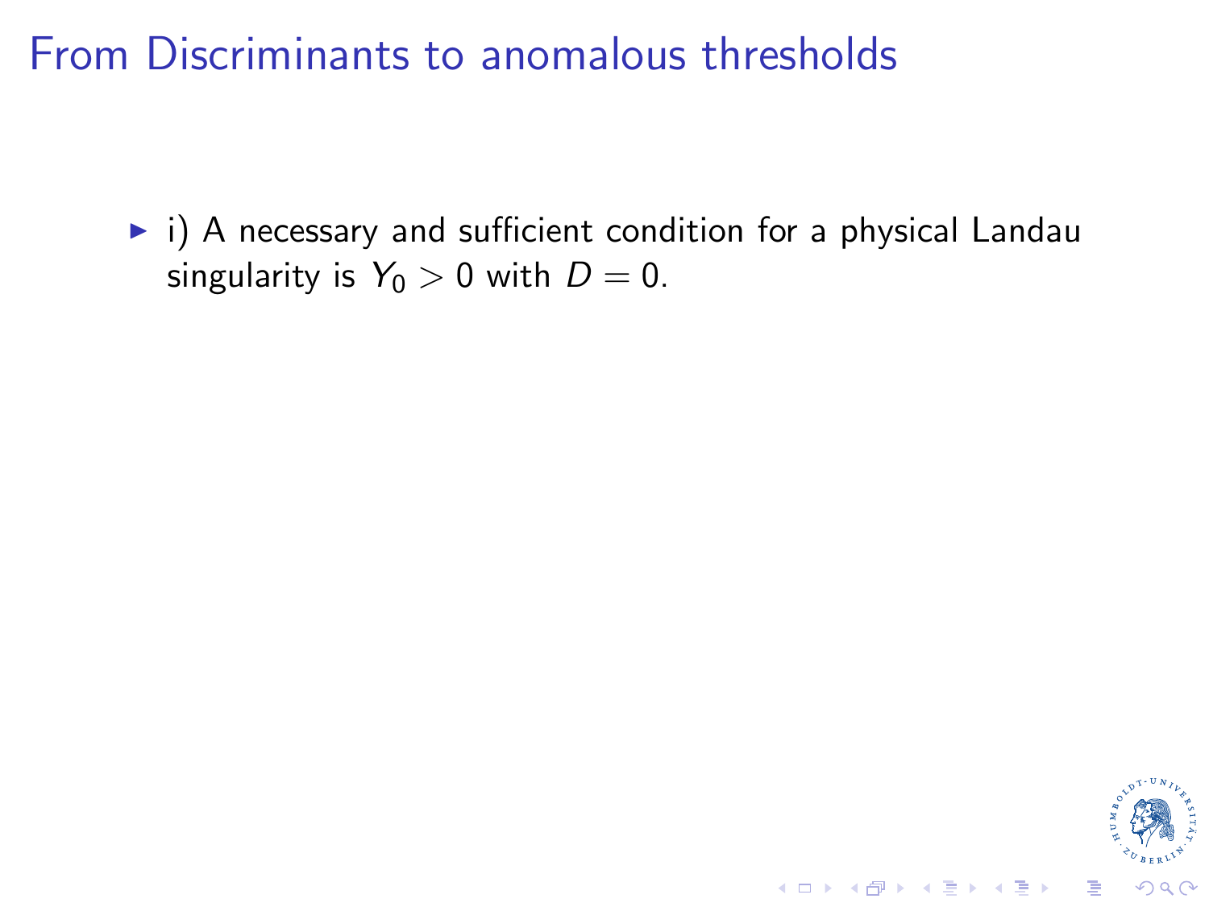# From Discriminants to anomalous thresholds

- i) A necessary and sufficient condition for a physical Landau singularity is $Y_0 > 0$ with $D = 0$.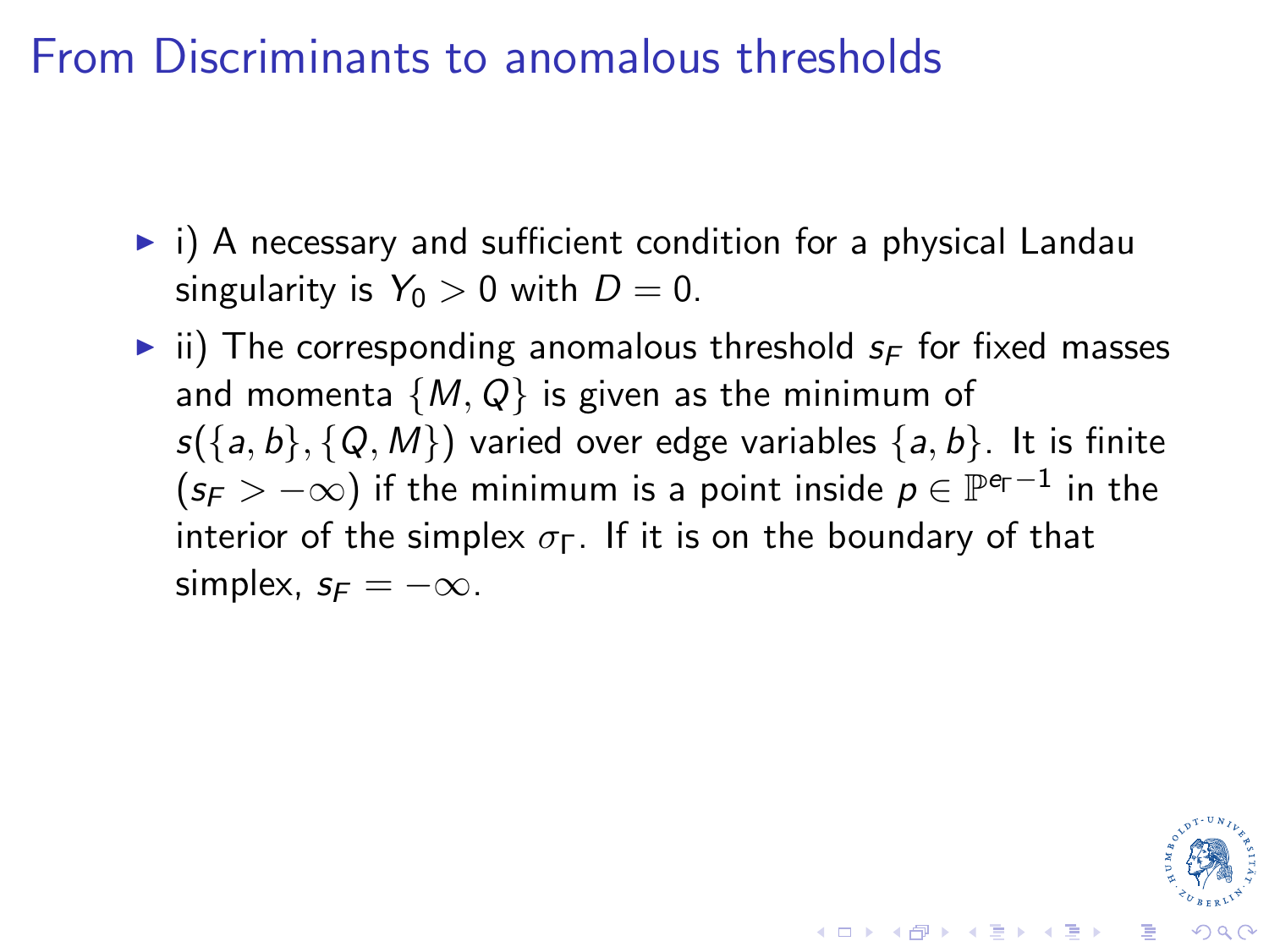# From Discriminants to anomalous thresholds

- i) A necessary and sufficient condition for a physical Landau singularity is $Y_0 > 0$ with $D = 0$.
- ii) The corresponding anomalous threshold $s_F$ for fixed masses and momenta $\{M, Q\}$ is given as the minimum of $s(\{a, b\}, \{Q, M\})$ varied over edge variables $\{a, b\}$. It is finite ($s_F > -\infty$) if the minimum is a point inside $p \in \mathbb{P}^{e_\Gamma - 1}$ in the interior of the simplex $\sigma_\Gamma$. If it is on the boundary of that simplex, $s_F = -\infty$.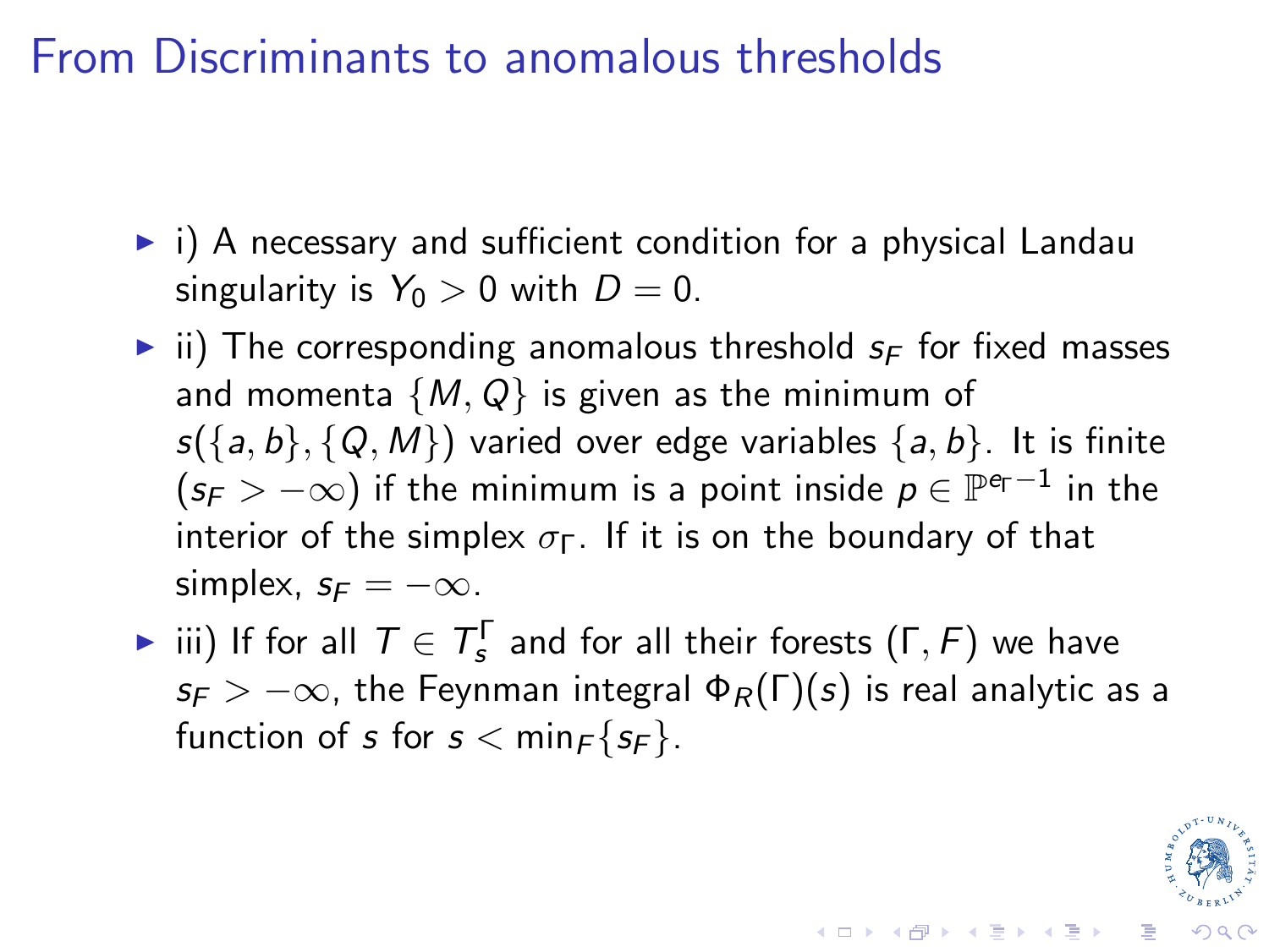# From Discriminants to anomalous thresholds

- i) A necessary and sufficient condition for a physical Landau singularity is $Y_0 > 0$ with $D = 0$.
- ii) The corresponding anomalous threshold $s_F$ for fixed masses and momenta $\{M, Q\}$ is given as the minimum of $s(\{a, b\}, \{Q, M\})$ varied over edge variables $\{a, b\}$. It is finite ($s_F > -\infty$) if the minimum is a point inside $p \in \mathbb{P}^{e_\Gamma - 1}$ in the interior of the simplex $\sigma_\Gamma$. If it is on the boundary of that simplex, $s_F = -\infty$.
- iii) If for all $T \in T_s^\Gamma$ and for all their forests $(\Gamma, F)$ we have $s_F > -\infty$, the Feynman integral $\Phi_R(\Gamma)(s)$ is real analytic as a function of $s$ for $s < \min_F\{s_F\}$.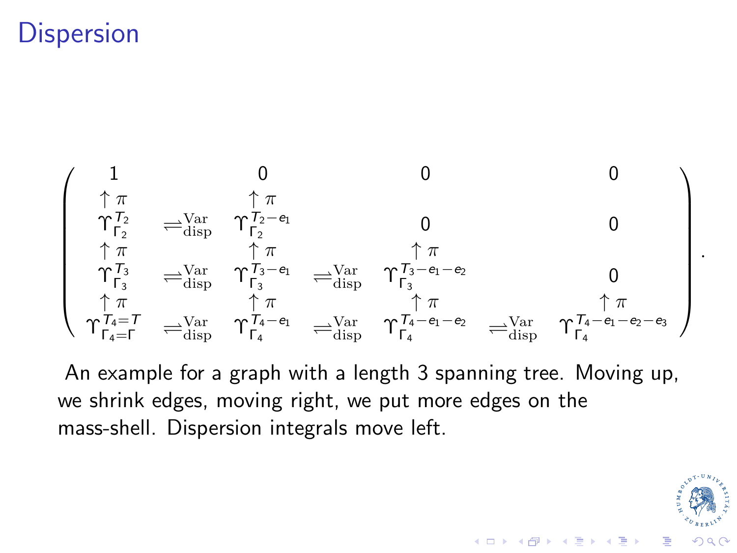# Dispersion

$$\begin{pmatrix}
1 & & 0 & & 0 & & 0 \\
\uparrow \pi & & \uparrow \pi & & & & \\
\Upsilon_{\Gamma_2}^{T_2} & \rightleftharpoons_{\text{disp}}^{\text{Var}} & \Upsilon_{\Gamma_2}^{T_2 - e_1} & & 0 & & 0 \\
\uparrow \pi & & \uparrow \pi & & \uparrow \pi & & \\
\Upsilon_{\Gamma_3}^{T_3} & \rightleftharpoons_{\text{disp}}^{\text{Var}} & \Upsilon_{\Gamma_3}^{T_3 - e_1} & \rightleftharpoons_{\text{disp}}^{\text{Var}} & \Upsilon_{\Gamma_3}^{T_3 - e_1 - e_2} & & 0 \\
\uparrow \pi & & \uparrow \pi & & \uparrow \pi & & \uparrow \pi \\
\Upsilon_{\Gamma_4 = \Gamma}^{T_4 = T} & \rightleftharpoons_{\text{disp}}^{\text{Var}} & \Upsilon_{\Gamma_4}^{T_4 - e_1} & \rightleftharpoons_{\text{disp}}^{\text{Var}} & \Upsilon_{\Gamma_4}^{T_4 - e_1 - e_2} & \rightleftharpoons_{\text{disp}}^{\text{Var}} & \Upsilon_{\Gamma_4}^{T_4 - e_1 - e_2 - e_3}
\end{pmatrix}.$$

An example for a graph with a length 3 spanning tree. Moving up, we shrink edges, moving right, we put more edges on the mass-shell. Dispersion integrals move left.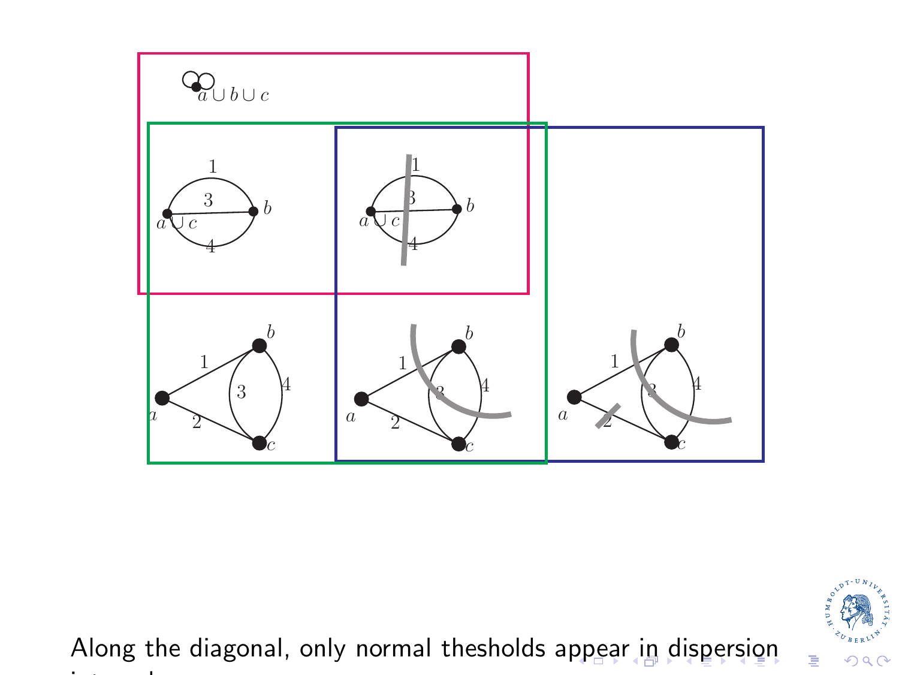Along the diagonal, only normal thesholds appear in dispersion integrals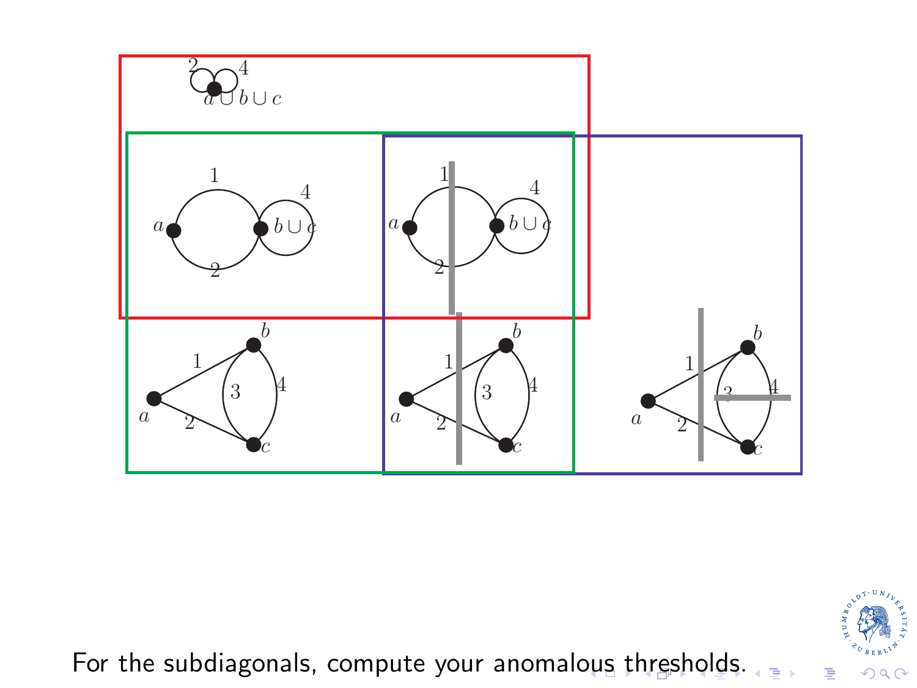For the subdiagonals, compute your anomalous thresholds.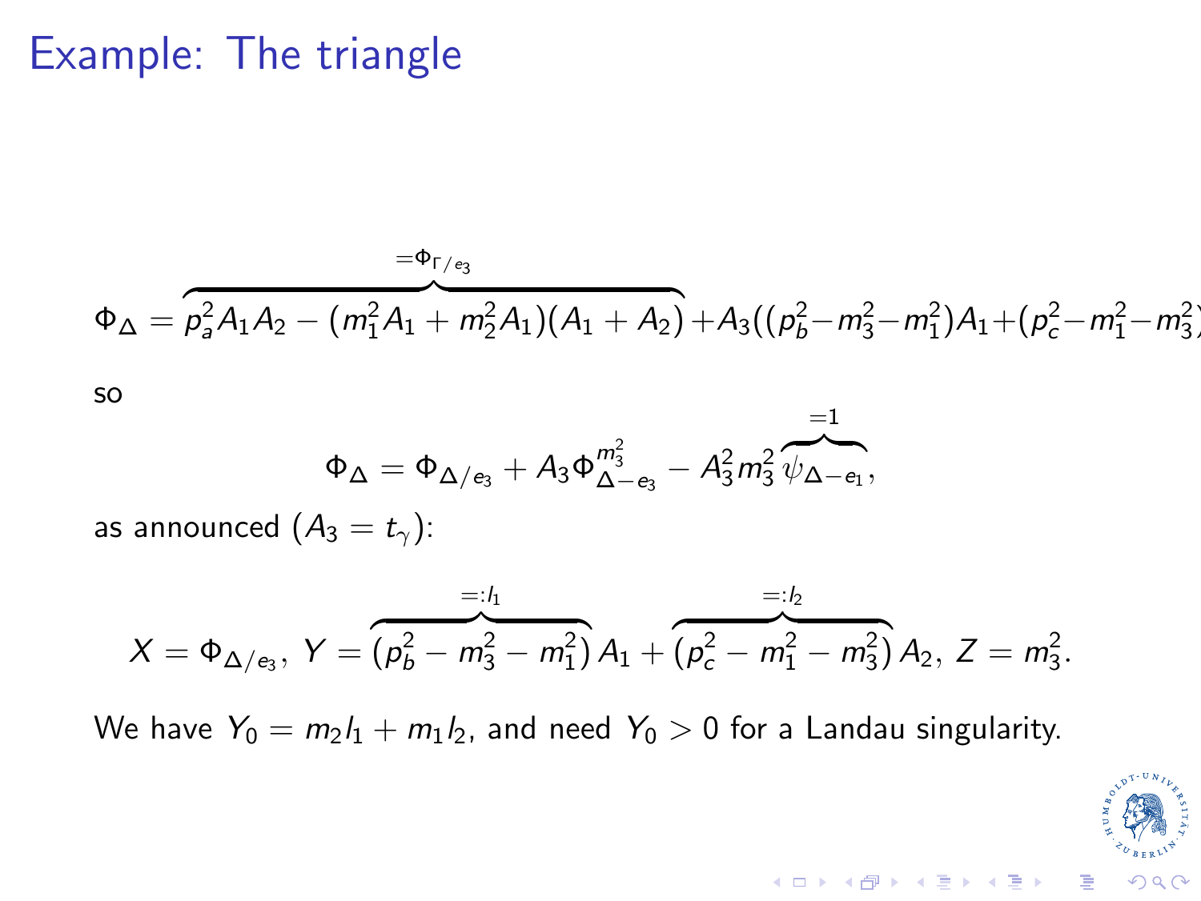# Example: The triangle

$$\Phi_\Delta = \overbrace{p_a^2 A_1 A_2 - (m_1^2 A_1 + m_2^2 A_1)(A_1 + A_2)}^{=\Phi_{\Gamma/e_3}} + A_3((p_b^2 - m_3^2 - m_1^2)A_1 + (p_c^2 - m_1^2 - m_3^2$$

so

$$\Phi_\Delta = \Phi_{\Delta/e_3} + A_3 \Phi_{\Delta - e_3}^{m_3^2} - A_3^2 m_3^2 \overbrace{\psi_{\Delta - e_1}}^{=1},$$

as announced ($A_3 = t_\gamma$):

$$X = \Phi_{\Delta/e_3},\ Y = \overbrace{(p_b^2 - m_3^2 - m_1^2)}^{=:l_1} A_1 + \overbrace{(p_c^2 - m_1^2 - m_3^2)}^{=:l_2} A_2,\ Z = m_3^2.$$

We have $Y_0 = m_2 l_1 + m_1 l_2$, and need $Y_0 > 0$ for a Landau singularity.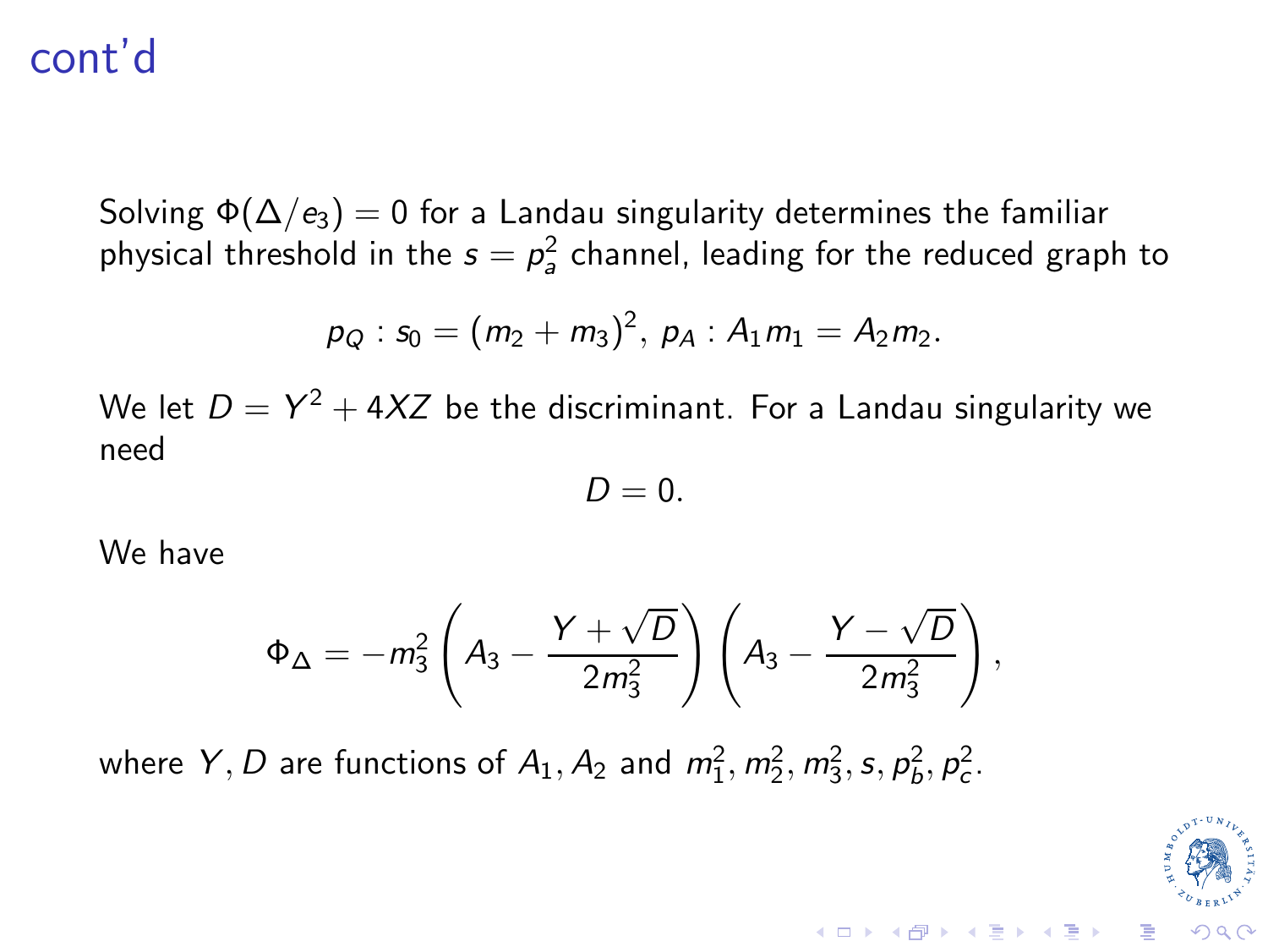# cont'd

Solving $\Phi(\Delta/e_3) = 0$ for a Landau singularity determines the familiar physical threshold in the $s = p_a^2$ channel, leading for the reduced graph to

$$p_Q : s_0 = (m_2 + m_3)^2, \; p_A : A_1 m_1 = A_2 m_2.$$

We let $D = Y^2 + 4XZ$ be the discriminant. For a Landau singularity we need

$$D = 0.$$

We have

$$\Phi_\Delta = -m_3^2 \left( A_3 - \frac{Y + \sqrt{D}}{2m_3^2} \right) \left( A_3 - \frac{Y - \sqrt{D}}{2m_3^2} \right),$$

where $Y, D$ are functions of $A_1, A_2$ and $m_1^2, m_2^2, m_3^2, s, p_b^2, p_c^2$.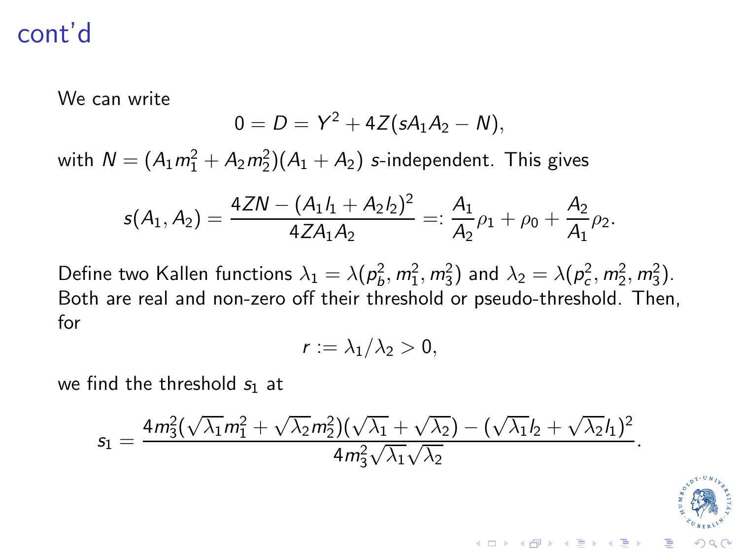# cont'd

We can write

$$0 = D = Y^2 + 4Z(sA_1A_2 - N),$$

with $N = (A_1 m_1^2 + A_2 m_2^2)(A_1 + A_2)$ $s$-independent. This gives

$$s(A_1, A_2) = \frac{4ZN - (A_1 l_1 + A_2 l_2)^2}{4ZA_1A_2} =: \frac{A_1}{A_2}\rho_1 + \rho_0 + \frac{A_2}{A_1}\rho_2.$$

Define two Kallen functions $\lambda_1 = \lambda(p_b^2, m_1^2, m_3^2)$ and $\lambda_2 = \lambda(p_c^2, m_2^2, m_3^2)$. Both are real and non-zero off their threshold or pseudo-threshold. Then, for

$$r := \lambda_1/\lambda_2 > 0,$$

we find the threshold $s_1$ at

$$s_1 = \frac{4m_3^2(\sqrt{\lambda_1}m_1^2 + \sqrt{\lambda_2}m_2^2)(\sqrt{\lambda_1} + \sqrt{\lambda_2}) - (\sqrt{\lambda_1}l_2 + \sqrt{\lambda_2}l_1)^2}{4m_3^2\sqrt{\lambda_1}\sqrt{\lambda_2}}.$$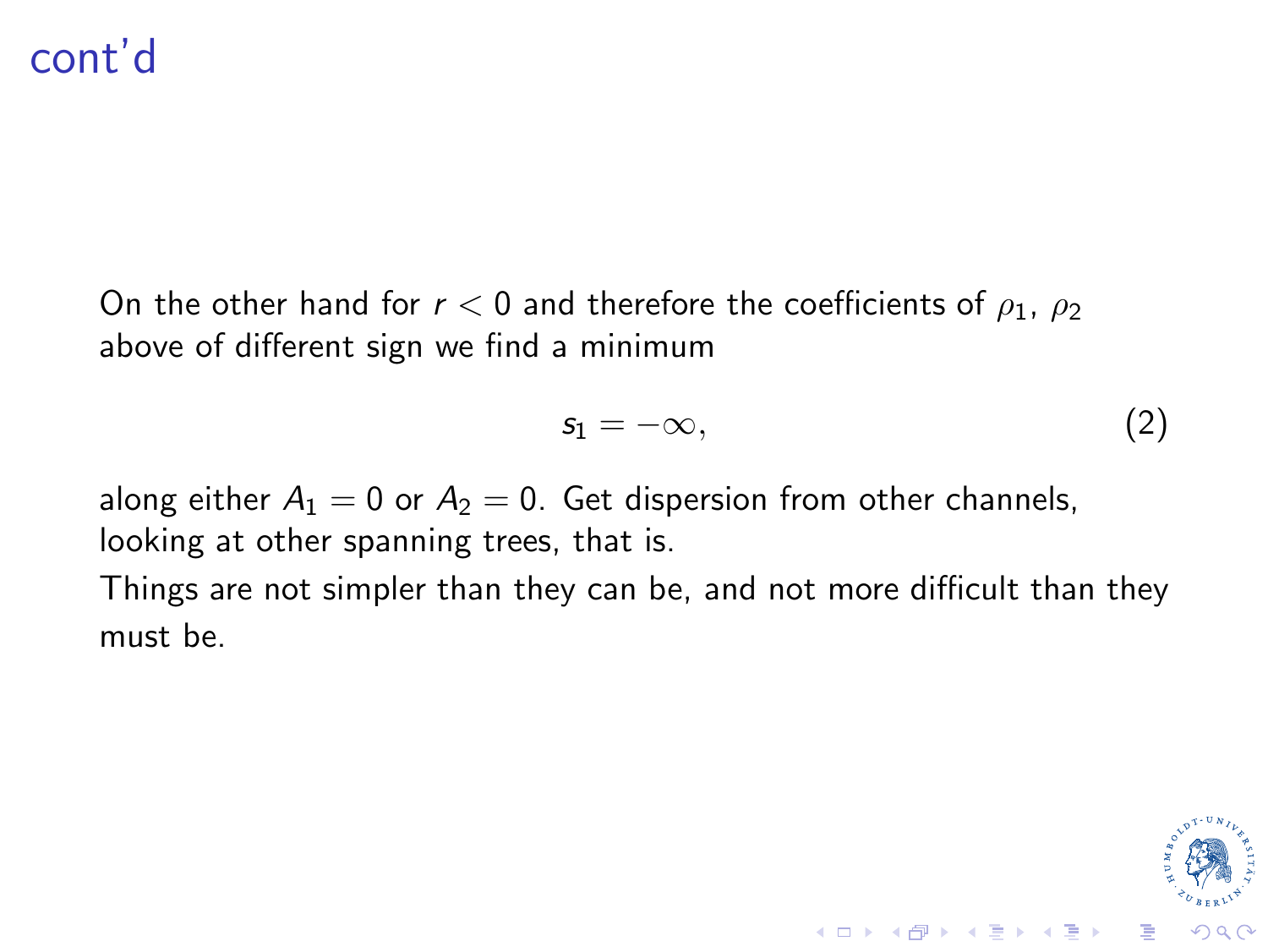# cont'd

On the other hand for $r < 0$ and therefore the coefficients of $\rho_1$, $\rho_2$ above of different sign we find a minimum

$$s_1 = -\infty, \tag{2}$$

along either $A_1 = 0$ or $A_2 = 0$. Get dispersion from other channels, looking at other spanning trees, that is.

Things are not simpler than they can be, and not more difficult than they must be.